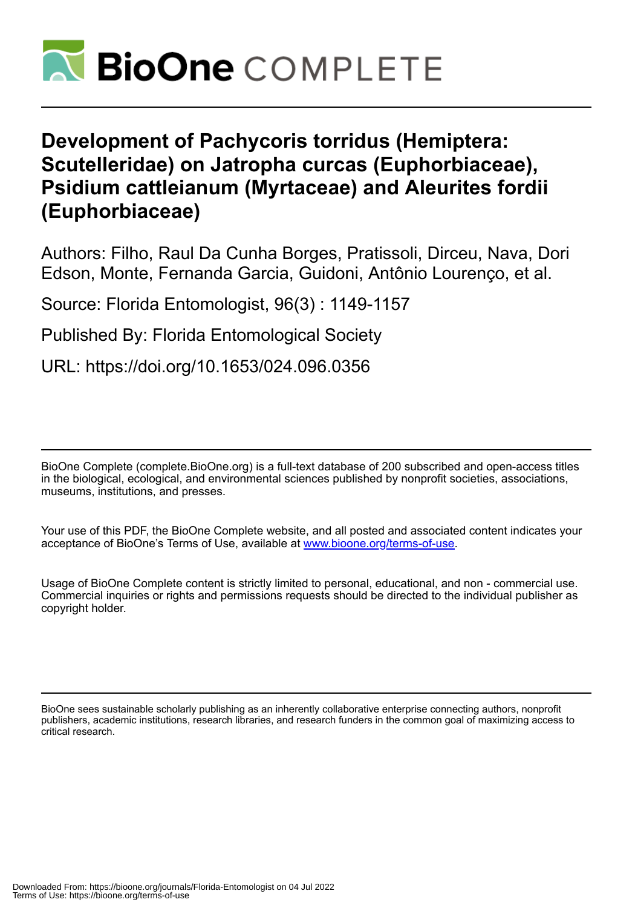# BioOne COMPLETE

# Development of Pachycoris torridus (Hemiptera: Scutelleridae) on Jatropha curcas (Euphorbiaceae), Psidium cattleianum (Myrtaceae) and Aleurites fordii (Euphorbiaceae)

Authors: Filho, Raul Da Cunha Borges, Pratissoli, Dirceu, Nava, Dori Edson, Monte, Fernanda Garcia, Guidoni, Antônio Lourenço, et al.

Source: Florida Entomologist, 96(3) : 1149-1157

Published By: Florida Entomological Society

URL: https://doi.org/10.1653/024.096.0356

---

BioOne Complete (complete.BioOne.org) is a full-text database of 200 subscribed and open-access titles in the biological, ecological, and environmental sciences published by nonprofit societies, associations, museums, institutions, and presses.

Your use of this PDF, the BioOne Complete website, and all posted and associated content indicates your acceptance of BioOne's Terms of Use, available at www.bioone.org/terms-of-use.

Usage of BioOne Complete content is strictly limited to personal, educational, and non - commercial use. Commercial inquiries or rights and permissions requests should be directed to the individual publisher as copyright holder.

---

BioOne sees sustainable scholarly publishing as an inherently collaborative enterprise connecting authors, nonprofit publishers, academic institutions, research libraries, and research funders in the common goal of maximizing access to critical research.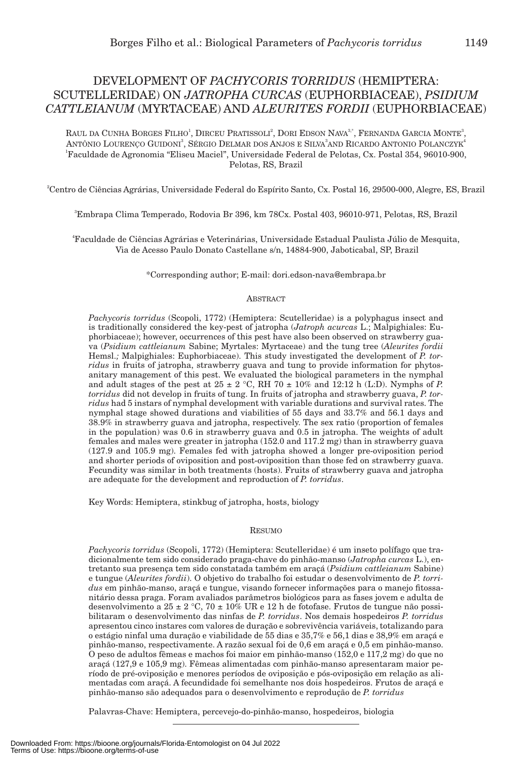# DEVELOPMENT OF *PACHYCORIS TORRIDUS* (HEMIPTERA: SCUTELLERIDAE) ON *JATROPHA CURCAS* (EUPHORBIACEAE), *PSIDIUM CATTLEIANUM* (MYRTACEAE) AND *ALEURITES FORDII* (EUPHORBIACEAE)

RAUL DA CUNHA BORGES FILHO[1], DIRCEU PRATISSOLI[2], DORI EDSON NAVA[3,*], FERNANDA GARCIA MONTE[3], ANTÔNIO LOURENÇO GUIDONI[3], SÉRGIO DELMAR DOS ANJOS E SILVA[3] AND RICARDO ANTONIO POLANCZYK[4]

[1]Faculdade de Agronomia "Eliseu Maciel", Universidade Federal de Pelotas, Cx. Postal 354, 96010-900, Pelotas, RS, Brazil

[2]Centro de Ciências Agrárias, Universidade Federal do Espírito Santo, Cx. Postal 16, 29500-000, Alegre, ES, Brazil

[3]Embrapa Clima Temperado, Rodovia Br 396, km 78Cx. Postal 403, 96010-971, Pelotas, RS, Brazil

[4]Faculdade de Ciências Agrárias e Veterinárias, Universidade Estadual Paulista Júlio de Mesquita, Via de Acesso Paulo Donato Castellane s/n, 14884-900, Jaboticabal, SP, Brazil

*Corresponding author; E-mail: dori.edson-nava@embrapa.br

## ABSTRACT

*Pachycoris torridus* (Scopoli, 1772) (Hemiptera: Scutelleridae) is a polyphagus insect and is traditionally considered the key-pest of jatropha (*Jatroph acurcas* L.; Malpighiales: Euphorbiaceae); however, occurrences of this pest have also been observed on strawberry guava (*Psidium cattleianum* Sabine; Myrtales: Myrtaceae) and the tung tree (*Aleurites fordii* Hemsl.*;* Malpighiales: Euphorbiaceae). This study investigated the development of *P. torridus* in fruits of jatropha, strawberry guava and tung to provide information for phytosanitary management of this pest. We evaluated the biological parameters in the nymphal and adult stages of the pest at 25 ± 2 °C, RH 70 ± 10% and 12:12 h (L:D). Nymphs of *P. torridus* did not develop in fruits of tung. In fruits of jatropha and strawberry guava, *P. torridus* had 5 instars of nymphal development with variable durations and survival rates. The nymphal stage showed durations and viabilities of 55 days and 33.7% and 56.1 days and 38.9% in strawberry guava and jatropha, respectively. The sex ratio (proportion of females in the population) was 0.6 in strawberry guava and 0.5 in jatropha. The weights of adult females and males were greater in jatropha (152.0 and 117.2 mg) than in strawberry guava (127.9 and 105.9 mg). Females fed with jatropha showed a longer pre-oviposition period and shorter periods of oviposition and post-oviposition than those fed on strawberry guava. Fecundity was similar in both treatments (hosts). Fruits of strawberry guava and jatropha are adequate for the development and reproduction of *P. torridus*.

Key Words: Hemiptera, stinkbug of jatropha, hosts, biology

## RESUMO

*Pachycoris torridus* (Scopoli, 1772) (Hemiptera: Scutelleridae) é um inseto polífago que tradicionalmente tem sido considerado praga-chave do pinhão-manso (*Jatropha curcas* L.), entretanto sua presença tem sido constatada também em araçá (*Psidium cattleianum* Sabine) e tungue (*Aleurites fordii*). O objetivo do trabalho foi estudar o desenvolvimento de *P. torridus* em pinhão-manso, araçá e tungue, visando fornecer informações para o manejo fitossanitário dessa praga. Foram avaliados parâmetros biológicos para as fases jovem e adulta de desenvolvimento a 25 ± 2 °C, 70 ± 10% UR e 12 h de fotofase. Frutos de tungue não possibilitaram o desenvolvimento das ninfas de *P. torridus*. Nos demais hospedeiros *P. torridus* apresentou cinco instares com valores de duração e sobrevivência variáveis, totalizando para o estágio ninfal uma duração e viabilidade de 55 dias e 35,7% e 56,1 dias e 38,9% em araçá e pinhão-manso, respectivamente. A razão sexual foi de 0,6 em araçá e 0,5 em pinhão-manso. O peso de adultos fêmeas e machos foi maior em pinhão-manso (152,0 e 117,2 mg) do que no araçá (127,9 e 105,9 mg). Fêmeas alimentadas com pinhão-manso apresentaram maior período de pré-oviposição e menores períodos de oviposição e pós-oviposição em relação as alimentadas com araçá. A fecundidade foi semelhante nos dois hospedeiros. Frutos de araçá e pinhão-manso são adequados para o desenvolvimento e reprodução de *P. torridus*

Palavras-Chave: Hemiptera, percevejo-do-pinhão-manso, hospedeiros, biologia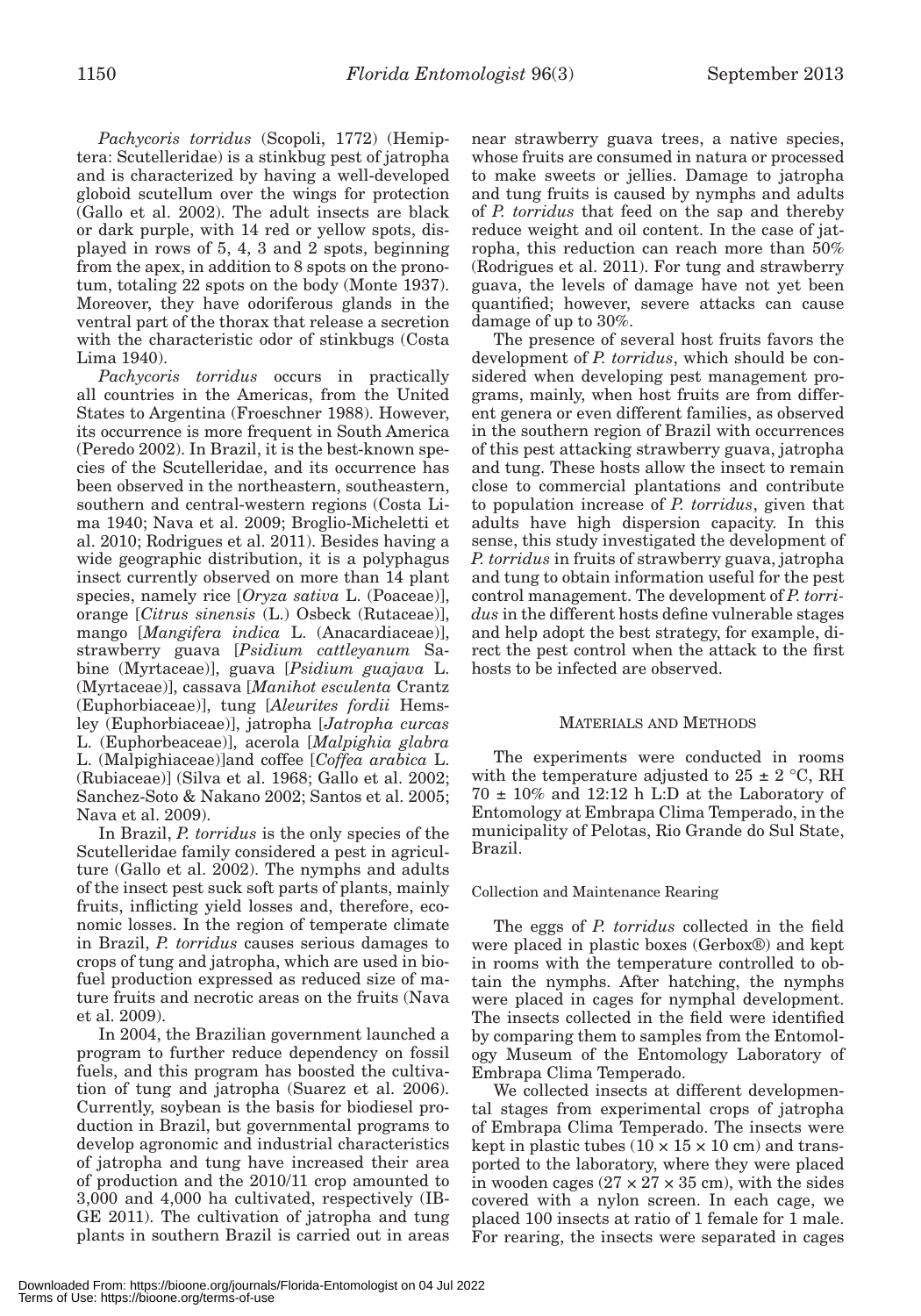*Pachycoris torridus* (Scopoli, 1772) (Hemiptera: Scutelleridae) is a stinkbug pest of jatropha and is characterized by having a well-developed globoid scutellum over the wings for protection (Gallo et al. 2002). The adult insects are black or dark purple, with 14 red or yellow spots, displayed in rows of 5, 4, 3 and 2 spots, beginning from the apex, in addition to 8 spots on the pronotum, totaling 22 spots on the body (Monte 1937). Moreover, they have odoriferous glands in the ventral part of the thorax that release a secretion with the characteristic odor of stinkbugs (Costa Lima 1940).

*Pachycoris torridus* occurs in practically all countries in the Americas, from the United States to Argentina (Froeschner 1988). However, its occurrence is more frequent in South America (Peredo 2002). In Brazil, it is the best-known species of the Scutelleridae, and its occurrence has been observed in the northeastern, southeastern, southern and central-western regions (Costa Lima 1940; Nava et al. 2009; Broglio-Micheletti et al. 2010; Rodrigues et al. 2011). Besides having a wide geographic distribution, it is a polyphagus insect currently observed on more than 14 plant species, namely rice [*Oryza sativa* L. (Poaceae)], orange [*Citrus sinensis* (L.) Osbeck (Rutaceae)], mango [*Mangifera indica* L. (Anacardiaceae)], strawberry guava [*Psidium cattleyanum* Sabine (Myrtaceae)], guava [*Psidium guajava* L. (Myrtaceae)], cassava [*Manihot esculenta* Crantz (Euphorbiaceae)], tung [*Aleurites fordii* Hemsley (Euphorbiaceae)], jatropha [*Jatropha curcas* L. (Euphorbeaceae)], acerola [*Malpighia glabra* L. (Malpighiaceae)]and coffee [*Coffea arabica* L. (Rubiaceae)] (Silva et al. 1968; Gallo et al. 2002; Sanchez-Soto & Nakano 2002; Santos et al. 2005; Nava et al. 2009).

In Brazil, *P. torridus* is the only species of the Scutelleridae family considered a pest in agriculture (Gallo et al. 2002). The nymphs and adults of the insect pest suck soft parts of plants, mainly fruits, inflicting yield losses and, therefore, economic losses. In the region of temperate climate in Brazil, *P. torridus* causes serious damages to crops of tung and jatropha, which are used in biofuel production expressed as reduced size of mature fruits and necrotic areas on the fruits (Nava et al. 2009).

In 2004, the Brazilian government launched a program to further reduce dependency on fossil fuels, and this program has boosted the cultivation of tung and jatropha (Suarez et al. 2006). Currently, soybean is the basis for biodiesel production in Brazil, but governmental programs to develop agronomic and industrial characteristics of jatropha and tung have increased their area of production and the 2010/11 crop amounted to 3,000 and 4,000 ha cultivated, respectively (IBGE 2011). The cultivation of jatropha and tung plants in southern Brazil is carried out in areas near strawberry guava trees, a native species, whose fruits are consumed in natura or processed to make sweets or jellies. Damage to jatropha and tung fruits is caused by nymphs and adults of *P. torridus* that feed on the sap and thereby reduce weight and oil content. In the case of jatropha, this reduction can reach more than 50% (Rodrigues et al. 2011). For tung and strawberry guava, the levels of damage have not yet been quantified; however, severe attacks can cause damage of up to 30%.

The presence of several host fruits favors the development of *P. torridus*, which should be considered when developing pest management programs, mainly, when host fruits are from different genera or even different families, as observed in the southern region of Brazil with occurrences of this pest attacking strawberry guava, jatropha and tung. These hosts allow the insect to remain close to commercial plantations and contribute to population increase of *P. torridus*, given that adults have high dispersion capacity. In this sense, this study investigated the development of *P. torridus* in fruits of strawberry guava, jatropha and tung to obtain information useful for the pest control management. The development of *P. torridus* in the different hosts define vulnerable stages and help adopt the best strategy, for example, direct the pest control when the attack to the first hosts to be infected are observed.

## MATERIALS AND METHODS

The experiments were conducted in rooms with the temperature adjusted to 25 ± 2 °C, RH 70 ± 10% and 12:12 h L:D at the Laboratory of Entomology at Embrapa Clima Temperado, in the municipality of Pelotas, Rio Grande do Sul State, Brazil.

### Collection and Maintenance Rearing

The eggs of *P. torridus* collected in the field were placed in plastic boxes (Gerbox®) and kept in rooms with the temperature controlled to obtain the nymphs. After hatching, the nymphs were placed in cages for nymphal development. The insects collected in the field were identified by comparing them to samples from the Entomology Museum of the Entomology Laboratory of Embrapa Clima Temperado.

We collected insects at different developmental stages from experimental crops of jatropha of Embrapa Clima Temperado. The insects were kept in plastic tubes (10 × 15 × 10 cm) and transported to the laboratory, where they were placed in wooden cages (27 × 27 × 35 cm), with the sides covered with a nylon screen. In each cage, we placed 100 insects at ratio of 1 female for 1 male. For rearing, the insects were separated in cages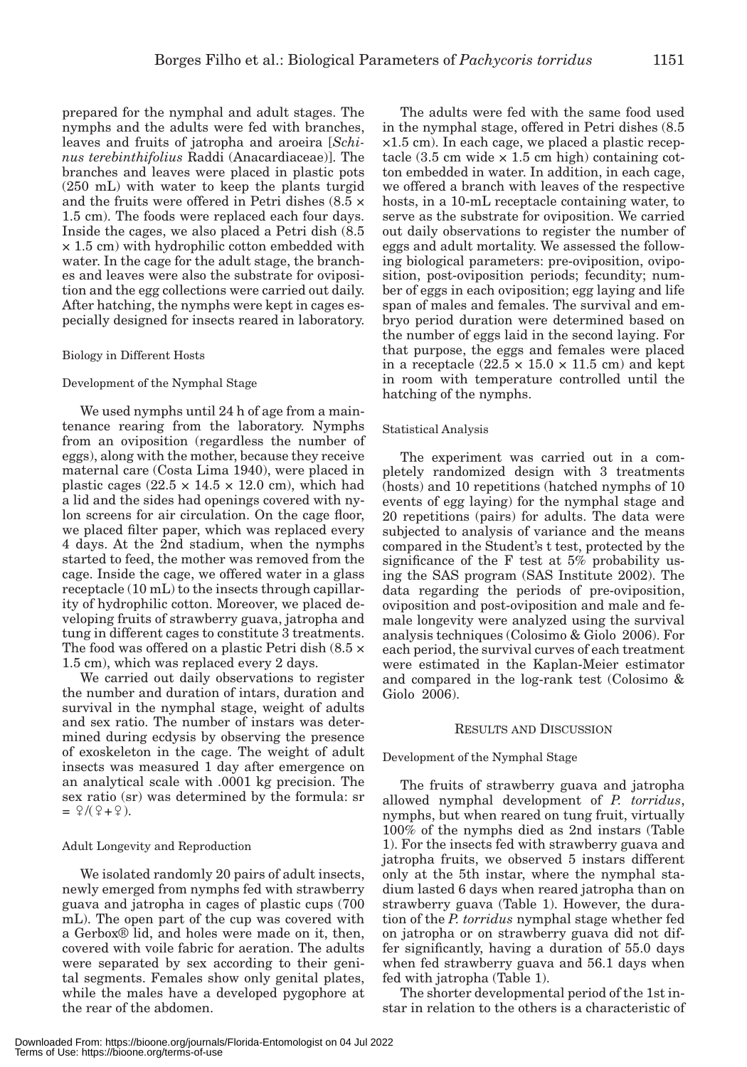prepared for the nymphal and adult stages. The nymphs and the adults were fed with branches, leaves and fruits of jatropha and aroeira [*Schinus terebinthifolius* Raddi (Anacardiaceae)]. The branches and leaves were placed in plastic pots (250 mL) with water to keep the plants turgid and the fruits were offered in Petri dishes (8.5 × 1.5 cm). The foods were replaced each four days. Inside the cages, we also placed a Petri dish (8.5 × 1.5 cm) with hydrophilic cotton embedded with water. In the cage for the adult stage, the branches and leaves were also the substrate for oviposition and the egg collections were carried out daily. After hatching, the nymphs were kept in cages especially designed for insects reared in laboratory.

### Biology in Different Hosts

#### Development of the Nymphal Stage

We used nymphs until 24 h of age from a maintenance rearing from the laboratory. Nymphs from an oviposition (regardless the number of eggs), along with the mother, because they receive maternal care (Costa Lima 1940), were placed in plastic cages (22.5 × 14.5 × 12.0 cm), which had a lid and the sides had openings covered with nylon screens for air circulation. On the cage floor, we placed filter paper, which was replaced every 4 days. At the 2nd stadium, when the nymphs started to feed, the mother was removed from the cage. Inside the cage, we offered water in a glass receptacle (10 mL) to the insects through capillarity of hydrophilic cotton. Moreover, we placed developing fruits of strawberry guava, jatropha and tung in different cages to constitute 3 treatments. The food was offered on a plastic Petri dish (8.5 × 1.5 cm), which was replaced every 2 days.

We carried out daily observations to register the number and duration of intars, duration and survival in the nymphal stage, weight of adults and sex ratio. The number of instars was determined during ecdysis by observing the presence of exoskeleton in the cage. The weight of adult insects was measured 1 day after emergence on an analytical scale with .0001 kg precision. The sex ratio (sr) was determined by the formula: sr = ♀/(♀+♀).

#### Adult Longevity and Reproduction

We isolated randomly 20 pairs of adult insects, newly emerged from nymphs fed with strawberry guava and jatropha in cages of plastic cups (700 mL). The open part of the cup was covered with a Gerbox® lid, and holes were made on it, then, covered with voile fabric for aeration. The adults were separated by sex according to their genital segments. Females show only genital plates, while the males have a developed pygophore at the rear of the abdomen.

The adults were fed with the same food used in the nymphal stage, offered in Petri dishes (8.5 ×1.5 cm). In each cage, we placed a plastic receptacle (3.5 cm wide × 1.5 cm high) containing cotton embedded in water. In addition, in each cage, we offered a branch with leaves of the respective hosts, in a 10-mL receptacle containing water, to serve as the substrate for oviposition. We carried out daily observations to register the number of eggs and adult mortality. We assessed the following biological parameters: pre-oviposition, oviposition, post-oviposition periods; fecundity; number of eggs in each oviposition; egg laying and life span of males and females. The survival and embryo period duration were determined based on the number of eggs laid in the second laying. For that purpose, the eggs and females were placed in a receptacle (22.5 × 15.0 × 11.5 cm) and kept in room with temperature controlled until the hatching of the nymphs.

#### Statistical Analysis

The experiment was carried out in a completely randomized design with 3 treatments (hosts) and 10 repetitions (hatched nymphs of 10 events of egg laying) for the nymphal stage and 20 repetitions (pairs) for adults. The data were subjected to analysis of variance and the means compared in the Student's t test, protected by the significance of the F test at 5% probability using the SAS program (SAS Institute 2002). The data regarding the periods of pre-oviposition, oviposition and post-oviposition and male and female longevity were analyzed using the survival analysis techniques (Colosimo & Giolo 2006). For each period, the survival curves of each treatment were estimated in the Kaplan-Meier estimator and compared in the log-rank test (Colosimo & Giolo 2006).

## RESULTS AND DISCUSSION

#### Development of the Nymphal Stage

The fruits of strawberry guava and jatropha allowed nymphal development of *P. torridus*, nymphs, but when reared on tung fruit, virtually 100% of the nymphs died as 2nd instars (Table 1). For the insects fed with strawberry guava and jatropha fruits, we observed 5 instars different only at the 5th instar, where the nymphal stadium lasted 6 days when reared jatropha than on strawberry guava (Table 1). However, the duration of the *P. torridus* nymphal stage whether fed on jatropha or on strawberry guava did not differ significantly, having a duration of 55.0 days when fed strawberry guava and 56.1 days when fed with jatropha (Table 1).

The shorter developmental period of the 1st instar in relation to the others is a characteristic of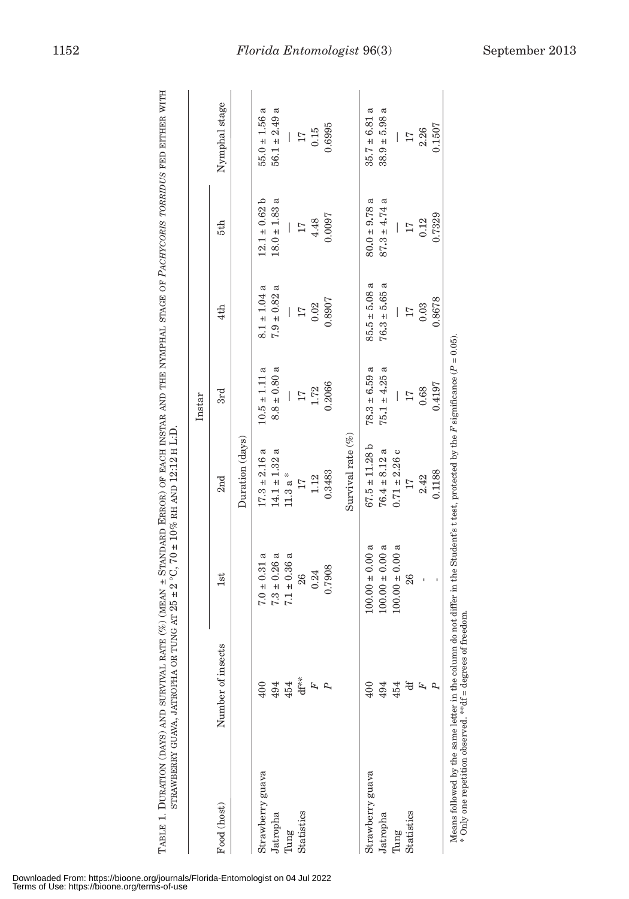TABLE 1. DURATION (DAYS) AND SURVIVAL RATE (%) (MEAN ± STANDARD ERROR) OF EACH INSTAR AND THE NYMPHAL STAGE OF *PACHYCORIS TORRIDUS* FED EITHER WITH STRAWBERRY GUAVA, JATROPHA OR TUNG AT 25 ± 2 °C, 70 ± 10% RH AND 12:12 H L:D.

| Food (host) | Number of insects | Instar | | | | | |
|---|---|---|---|---|---|---|---|
| | | 1st | 2nd | 3rd | 4th | 5th | Nymphal stage |
| | | | Duration (days) | | | | |
| Strawberry guava | 400 | 7.0 ± 0.31 a | 17.3 ± 2.16 a | 10.5 ± 1.11 a | 8.1 ± 1.04 a | 12.1 ± 0.62 b | 55.0 ± 1.56 a |
| Jatropha | 494 | 7.3 ± 0.26 a | 14.1 ± 1.32 a | 8.8 ± 0.80 a | 7.9 ± 0.82 a | 18.0 ± 1.83 a | 56.1 ± 2.49 a |
| Tung | 454 | 7.1 ± 0.36 a | 11.3 a * | — | — | — | — |
| Statistics | df** | 26 | 17 | 17 | 17 | 17 | 17 |
| | *F* | 0.24 | 1.12 | 1.72 | 0.02 | 4.48 | 0.15 |
| | *P* | 0.7908 | 0.3483 | 0.2066 | 0.8907 | 0.0097 | 0.6995 |
| | | | Survival rate (%) | | | | |
| Strawberry guava | 400 | 100.00 ± 0.00 a | 67.5 ± 11.28 b | 78.3 ± 6.59 a | 85.5 ± 5.08 a | 80.0 ± 9.78 a | 35.7 ± 6.81 a |
| Jatropha | 494 | 100.00 ± 0.00 a | 76.4 ± 8.12 a | 75.1 ± 4.25 a | 76.3 ± 5.65 a | 87.3 ± 4.74 a | 38.9 ± 5.98 a |
| Tung | 454 | 100.00 ± 0.00 a | 0.71 ± 2.26 c | — | — | — | — |
| Statistics | df | 26 | 17 | 17 | 17 | 17 | 17 |
| | *F* | - | 2.42 | 0.68 | 0.03 | 0.12 | 2.26 |
| | *P* | - | 0.1188 | 0.4197 | 0.8678 | 0.7329 | 0.1507 |

Means followed by the same letter in the column do not differ in the Student's t test, protected by the *F* significance ($P = 0.05$).
\* Only one repetition observed. **df = degrees of freedom.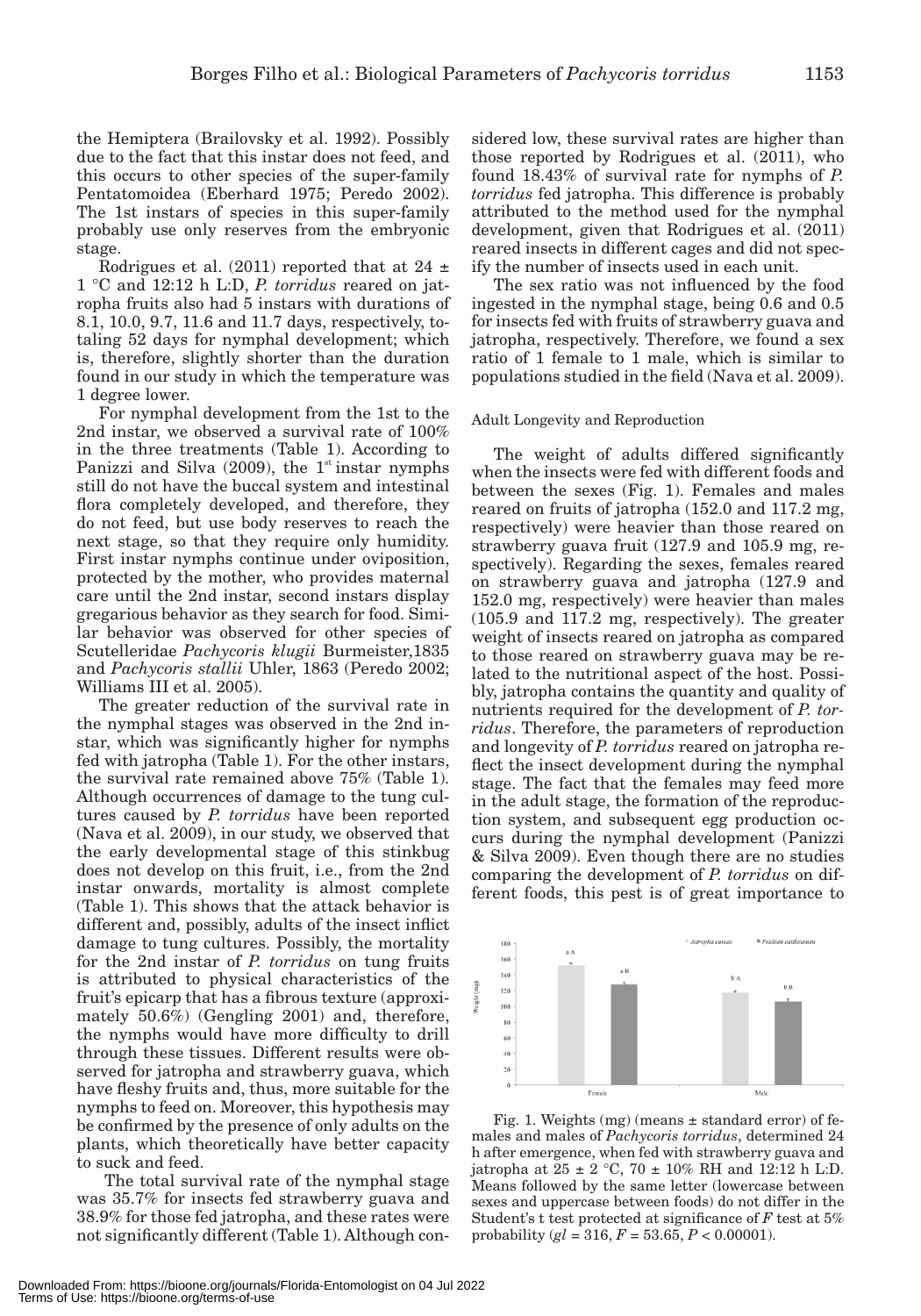the Hemiptera (Brailovsky et al. 1992). Possibly due to the fact that this instar does not feed, and this occurs to other species of the super-family Pentatomoidea (Eberhard 1975; Peredo 2002). The 1st instars of species in this super-family probably use only reserves from the embryonic stage.

Rodrigues et al. (2011) reported that at 24 ± 1 °C and 12:12 h L:D, *P. torridus* reared on jatropha fruits also had 5 instars with durations of 8.1, 10.0, 9.7, 11.6 and 11.7 days, respectively, totaling 52 days for nymphal development; which is, therefore, slightly shorter than the duration found in our study in which the temperature was 1 degree lower.

For nymphal development from the 1st to the 2nd instar, we observed a survival rate of 100% in the three treatments (Table 1). According to Panizzi and Silva (2009), the 1st instar nymphs still do not have the buccal system and intestinal flora completely developed, and therefore, they do not feed, but use body reserves to reach the next stage, so that they require only humidity. First instar nymphs continue under oviposition, protected by the mother, who provides maternal care until the 2nd instar, second instars display gregarious behavior as they search for food. Similar behavior was observed for other species of Scutelleridae *Pachycoris klugii* Burmeister,1835 and *Pachycoris stallii* Uhler, 1863 (Peredo 2002; Williams III et al. 2005).

The greater reduction of the survival rate in the nymphal stages was observed in the 2nd instar, which was significantly higher for nymphs fed with jatropha (Table 1). For the other instars, the survival rate remained above 75% (Table 1). Although occurrences of damage to the tung cultures caused by *P. torridus* have been reported (Nava et al. 2009), in our study, we observed that the early developmental stage of this stinkbug does not develop on this fruit, i.e., from the 2nd instar onwards, mortality is almost complete (Table 1). This shows that the attack behavior is different and, possibly, adults of the insect inflict damage to tung cultures. Possibly, the mortality for the 2nd instar of *P. torridus* on tung fruits is attributed to physical characteristics of the fruit's epicarp that has a fibrous texture (approximately 50.6%) (Gengling 2001) and, therefore, the nymphs would have more difficulty to drill through these tissues. Different results were observed for jatropha and strawberry guava, which have fleshy fruits and, thus, more suitable for the nymphs to feed on. Moreover, this hypothesis may be confirmed by the presence of only adults on the plants, which theoretically have better capacity to suck and feed.

The total survival rate of the nymphal stage was 35.7% for insects fed strawberry guava and 38.9% for those fed jatropha, and these rates were not significantly different (Table 1). Although considered low, these survival rates are higher than those reported by Rodrigues et al. (2011), who found 18.43% of survival rate for nymphs of *P. torridus* fed jatropha. This difference is probably attributed to the method used for the nymphal development, given that Rodrigues et al. (2011) reared insects in different cages and did not specify the number of insects used in each unit.

The sex ratio was not influenced by the food ingested in the nymphal stage, being 0.6 and 0.5 for insects fed with fruits of strawberry guava and jatropha, respectively. Therefore, we found a sex ratio of 1 female to 1 male, which is similar to populations studied in the field (Nava et al. 2009).

### Adult Longevity and Reproduction

The weight of adults differed significantly when the insects were fed with different foods and between the sexes (Fig. 1). Females and males reared on fruits of jatropha (152.0 and 117.2 mg, respectively) were heavier than those reared on strawberry guava fruit (127.9 and 105.9 mg, respectively). Regarding the sexes, females reared on strawberry guava and jatropha (127.9 and 152.0 mg, respectively) were heavier than males (105.9 and 117.2 mg, respectively). The greater weight of insects reared on jatropha as compared to those reared on strawberry guava may be related to the nutritional aspect of the host. Possibly, jatropha contains the quantity and quality of nutrients required for the development of *P. torridus*. Therefore, the parameters of reproduction and longevity of *P. torridus* reared on jatropha reflect the insect development during the nymphal stage. The fact that the females may feed more in the adult stage, the formation of the reproduction system, and subsequent egg production occurs during the nymphal development (Panizzi & Silva 2009). Even though there are no studies comparing the development of *P. torridus* on different foods, this pest is of great importance to

Fig. 1. Weights (mg) (means ± standard error) of females and males of *Pachycoris torridus*, determined 24 h after emergence, when fed with strawberry guava and jatropha at 25 ± 2 °C, 70 ± 10% RH and 12:12 h L:D. Means followed by the same letter (lowercase between sexes and uppercase between foods) do not differ in the Student's t test protected at significance of *F* test at 5% probability (*gl* = 316, *F* = 53.65, *P* < 0.00001).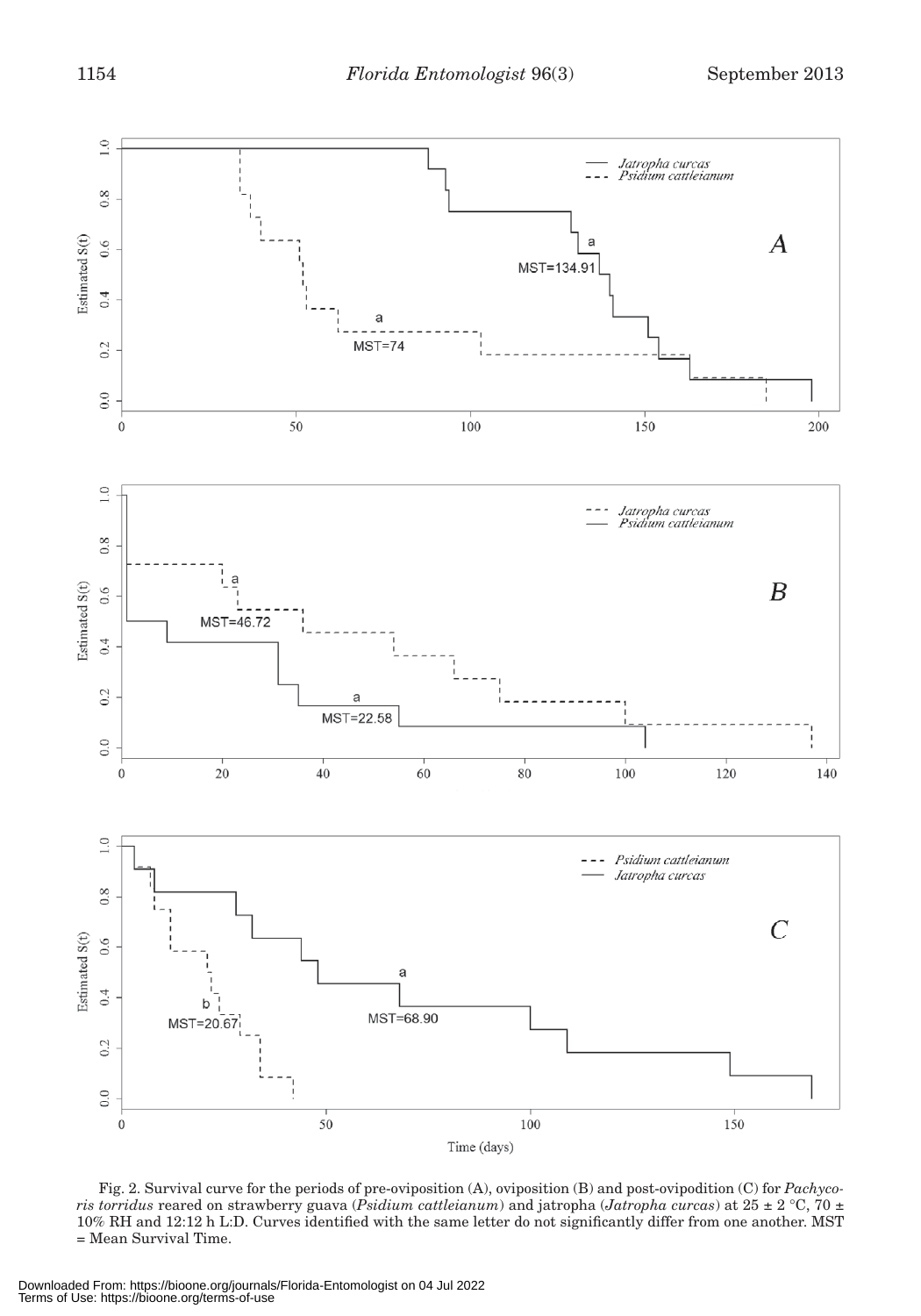Fig. 2. Survival curve for the periods of pre-oviposition (A), oviposition (B) and post-ovipodition (C) for *Pachycoris torridus* reared on strawberry guava (*Psidium cattleianum*) and jatropha (*Jatropha curcas*) at 25 ± 2 °C, 70 ± 10% RH and 12:12 h L:D. Curves identified with the same letter do not significantly differ from one another. MST = Mean Survival Time.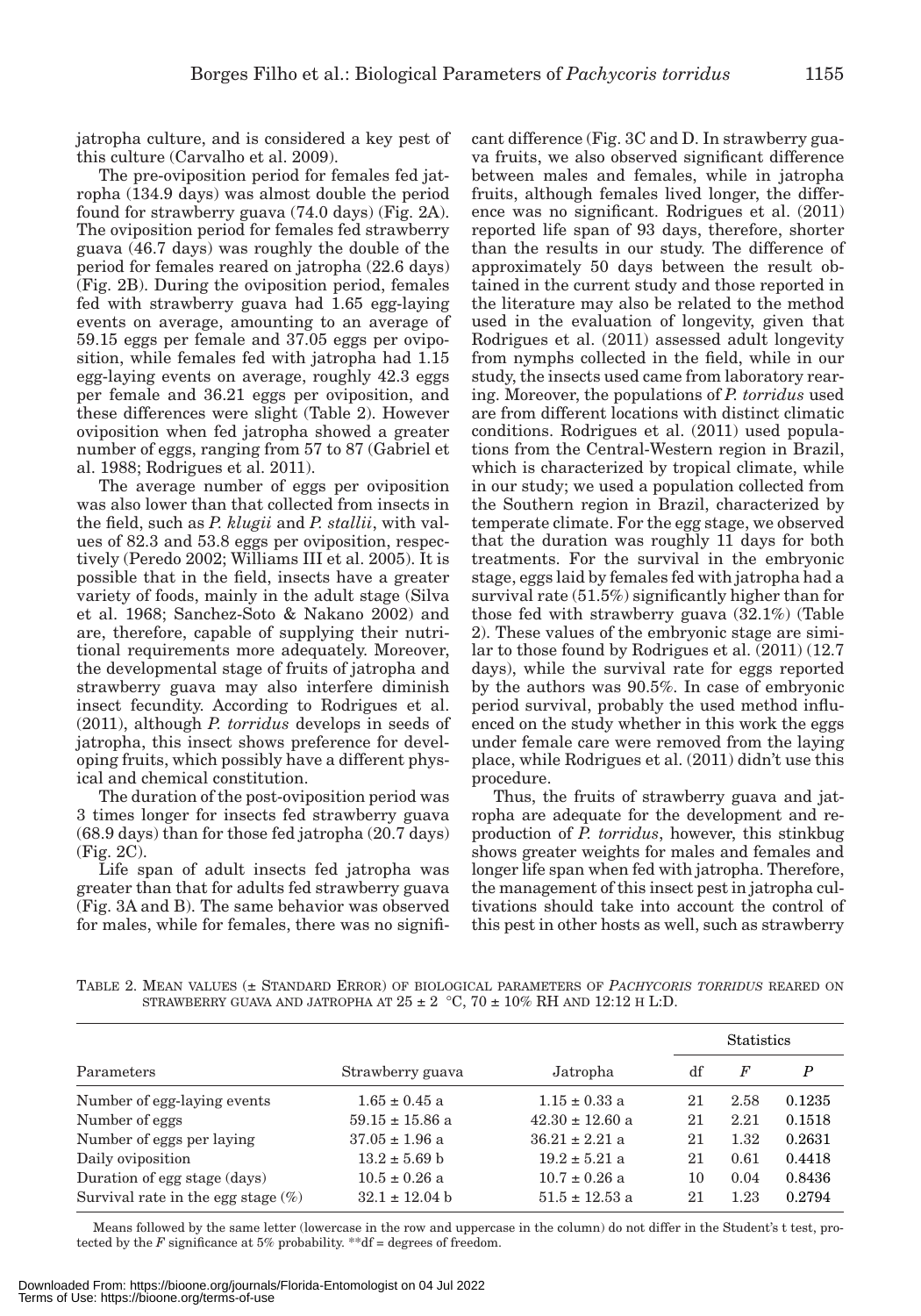jatropha culture, and is considered a key pest of this culture (Carvalho et al. 2009).

The pre-oviposition period for females fed jatropha (134.9 days) was almost double the period found for strawberry guava (74.0 days) (Fig. 2A). The oviposition period for females fed strawberry guava (46.7 days) was roughly the double of the period for females reared on jatropha (22.6 days) (Fig. 2B). During the oviposition period, females fed with strawberry guava had 1.65 egg-laying events on average, amounting to an average of 59.15 eggs per female and 37.05 eggs per oviposition, while females fed with jatropha had 1.15 egg-laying events on average, roughly 42.3 eggs per female and 36.21 eggs per oviposition, and these differences were slight (Table 2). However oviposition when fed jatropha showed a greater number of eggs, ranging from 57 to 87 (Gabriel et al. 1988; Rodrigues et al. 2011).

The average number of eggs per oviposition was also lower than that collected from insects in the field, such as *P. klugii* and *P. stallii*, with values of 82.3 and 53.8 eggs per oviposition, respectively (Peredo 2002; Williams III et al. 2005). It is possible that in the field, insects have a greater variety of foods, mainly in the adult stage (Silva et al. 1968; Sanchez-Soto & Nakano 2002) and are, therefore, capable of supplying their nutritional requirements more adequately. Moreover, the developmental stage of fruits of jatropha and strawberry guava may also interfere diminish insect fecundity. According to Rodrigues et al. (2011), although *P. torridus* develops in seeds of jatropha, this insect shows preference for developing fruits, which possibly have a different physical and chemical constitution.

The duration of the post-oviposition period was 3 times longer for insects fed strawberry guava (68.9 days) than for those fed jatropha (20.7 days) (Fig. 2C).

Life span of adult insects fed jatropha was greater than that for adults fed strawberry guava (Fig. 3A and B). The same behavior was observed for males, while for females, there was no significant difference (Fig. 3C and D. In strawberry guava fruits, we also observed significant difference between males and females, while in jatropha fruits, although females lived longer, the difference was no significant. Rodrigues et al. (2011) reported life span of 93 days, therefore, shorter than the results in our study. The difference of approximately 50 days between the result obtained in the current study and those reported in the literature may also be related to the method used in the evaluation of longevity, given that Rodrigues et al. (2011) assessed adult longevity from nymphs collected in the field, while in our study, the insects used came from laboratory rearing. Moreover, the populations of *P. torridus* used are from different locations with distinct climatic conditions. Rodrigues et al. (2011) used populations from the Central-Western region in Brazil, which is characterized by tropical climate, while in our study; we used a population collected from the Southern region in Brazil, characterized by temperate climate. For the egg stage, we observed that the duration was roughly 11 days for both treatments. For the survival in the embryonic stage, eggs laid by females fed with jatropha had a survival rate (51.5%) significantly higher than for those fed with strawberry guava (32.1%) (Table 2). These values of the embryonic stage are similar to those found by Rodrigues et al. (2011) (12.7 days), while the survival rate for eggs reported by the authors was 90.5%. In case of embryonic period survival, probably the used method influenced on the study whether in this work the eggs under female care were removed from the laying place, while Rodrigues et al. (2011) didn't use this procedure.

Thus, the fruits of strawberry guava and jatropha are adequate for the development and reproduction of *P. torridus*, however, this stinkbug shows greater weights for males and females and longer life span when fed with jatropha. Therefore, the management of this insect pest in jatropha cultivations should take into account the control of this pest in other hosts as well, such as strawberry

TABLE 2. MEAN VALUES (± STANDARD ERROR) OF BIOLOGICAL PARAMETERS OF *PACHYCORIS TORRIDUS* REARED ON STRAWBERRY GUAVA AND JATROPHA AT 25 ± 2 °C, 70 ± 10% RH AND 12:12 H L:D.

| Parameters | Strawberry guava | Jatropha | Statistics | | |
|---|---|---|---|---|---|
| | | | df | $F$ | $P$ |
| Number of egg-laying events | 1.65 ± 0.45 a | 1.15 ± 0.33 a | 21 | 2.58 | 0.1235 |
| Number of eggs | 59.15 ± 15.86 a | 42.30 ± 12.60 a | 21 | 2.21 | 0.1518 |
| Number of eggs per laying | 37.05 ± 1.96 a | 36.21 ± 2.21 a | 21 | 1.32 | 0.2631 |
| Daily oviposition | 13.2 ± 5.69 b | 19.2 ± 5.21 a | 21 | 0.61 | 0.4418 |
| Duration of egg stage (days) | 10.5 ± 0.26 a | 10.7 ± 0.26 a | 10 | 0.04 | 0.8436 |
| Survival rate in the egg stage (%) | 32.1 ± 12.04 b | 51.5 ± 12.53 a | 21 | 1.23 | 0.2794 |

Means followed by the same letter (lowercase in the row and uppercase in the column) do not differ in the Student's t test, protected by the $F$ significance at 5% probability. **df = degrees of freedom.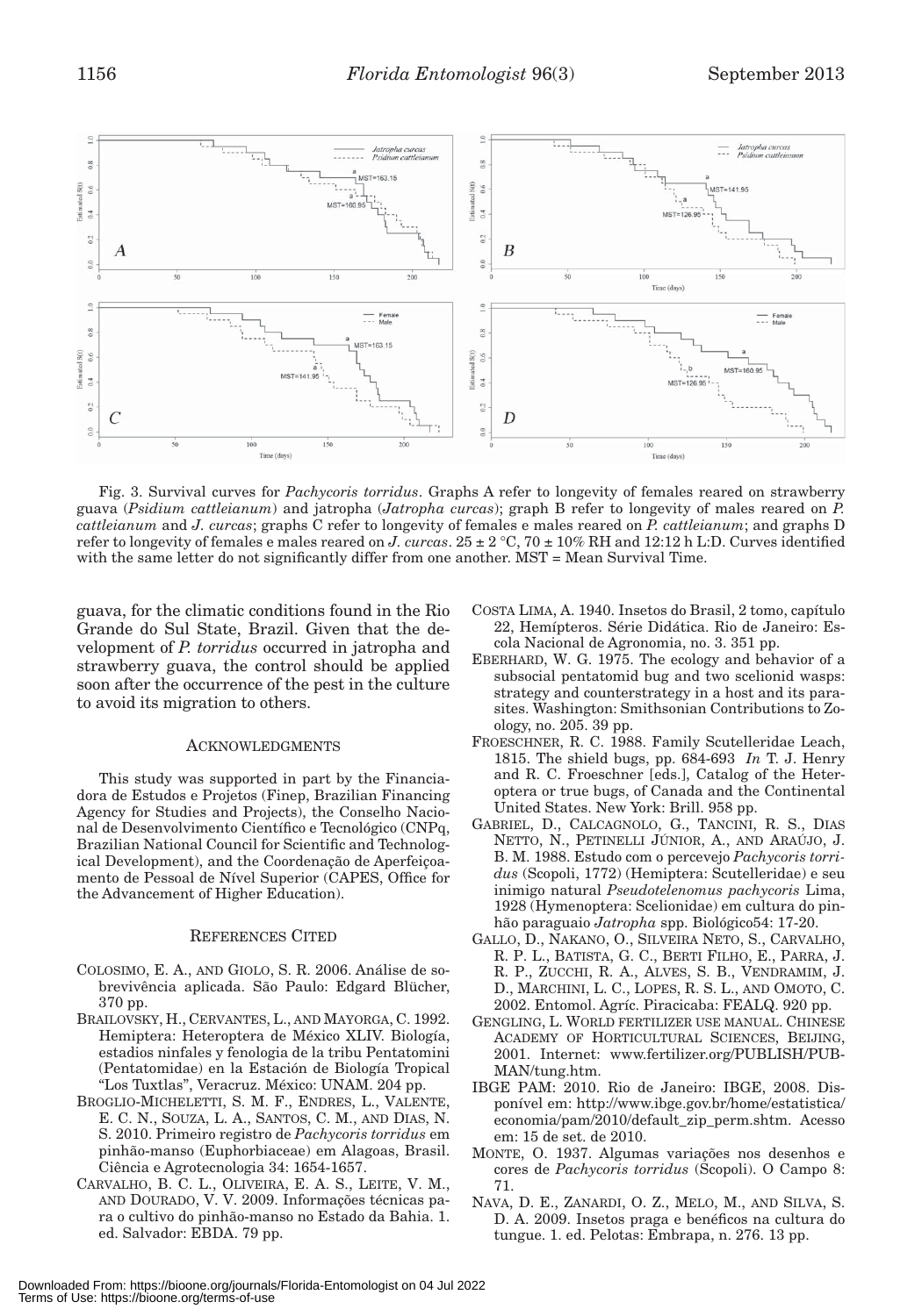Fig. 3. Survival curves for *Pachycoris torridus*. Graphs A refer to longevity of females reared on strawberry guava (*Psidium cattleianum*) and jatropha (*Jatropha curcas*); graph B refer to longevity of males reared on *P. cattleianum* and *J. curcas*; graphs C refer to longevity of females e males reared on *P. cattleianum*; and graphs D refer to longevity of females e males reared on *J. curcas*. 25 ± 2 °C, 70 ± 10% RH and 12:12 h L:D. Curves identified with the same letter do not significantly differ from one another. MST = Mean Survival Time.

guava, for the climatic conditions found in the Rio Grande do Sul State, Brazil. Given that the development of *P. torridus* occurred in jatropha and strawberry guava, the control should be applied soon after the occurrence of the pest in the culture to avoid its migration to others.

## Acknowledgments

This study was supported in part by the Financiadora de Estudos e Projetos (Finep, Brazilian Financing Agency for Studies and Projects), the Conselho Nacional de Desenvolvimento Científico e Tecnológico (CNPq, Brazilian National Council for Scientific and Technological Development), and the Coordenação de Aperfeiçoamento de Pessoal de Nível Superior (CAPES, Office for the Advancement of Higher Education).

## References Cited

Colosimo, E. A., and Giolo, S. R. 2006. Análise de sobrevivência aplicada. São Paulo: Edgard Blücher, 370 pp.

Brailovsky, H., Cervantes, L., and Mayorga, C. 1992. Hemiptera: Heteroptera de México XLIV. Biología, estadios ninfales y fenologia de la tribu Pentatomini (Pentatomidae) en la Estación de Biología Tropical "Los Tuxtlas", Veracruz. México: UNAM. 204 pp.

Broglio-Micheletti, S. M. F., Endres, L., Valente, E. C. N., Souza, L. A., Santos, C. M., and Dias, N. S. 2010. Primeiro registro de *Pachycoris torridus* em pinhão-manso (Euphorbiaceae) em Alagoas, Brasil. Ciência e Agrotecnologia 34: 1654-1657.

Carvalho, B. C. L., Oliveira, E. A. S., Leite, V. M., and Dourado, V. V. 2009. Informações técnicas para o cultivo do pinhão-manso no Estado da Bahia. 1. ed. Salvador: EBDA. 79 pp.

Costa Lima, A. 1940. Insetos do Brasil, 2 tomo, capítulo 22, Hemípteros. Série Didática. Rio de Janeiro: Escola Nacional de Agronomia, no. 3. 351 pp.

Eberhard, W. G. 1975. The ecology and behavior of a subsocial pentatomid bug and two scelionid wasps: strategy and counterstrategy in a host and its parasites. Washington: Smithsonian Contributions to Zoology, no. 205. 39 pp.

Froeschner, R. C. 1988. Family Scutelleridae Leach, 1815. The shield bugs, pp. 684-693 *In* T. J. Henry and R. C. Froeschner [eds.], Catalog of the Heteroptera or true bugs, of Canada and the Continental United States. New York: Brill. 958 pp.

Gabriel, D., Calcagnolo, G., Tancini, R. S., Dias Netto, N., Petinelli Júnior, A., and Araújo, J. B. M. 1988. Estudo com o percevejo *Pachycoris torridus* (Scopoli, 1772) (Hemiptera: Scutelleridae) e seu inimigo natural *Pseudotelenomus pachycoris* Lima, 1928 (Hymenoptera: Scelionidae) em cultura do pinhão paraguaio *Jatropha* spp. Biológico54: 17-20.

Gallo, D., Nakano, O., Silveira Neto, S., Carvalho, R. P. L., Batista, G. C., Berti Filho, E., Parra, J. R. P., Zucchi, R. A., Alves, S. B., Vendramim, J. D., Marchini, L. C., Lopes, R. S. L., and Omoto, C. 2002. Entomol. Agríc. Piracicaba: FEALQ. 920 pp.

Gengling, L. World fertilizer use manual. Chinese Academy of Horticultural Sciences, Beijing, 2001. Internet: www.fertilizer.org/PUBLISH/PUBMAN/tung.htm.

IBGE PAM: 2010. Rio de Janeiro: IBGE, 2008. Disponível em: http://www.ibge.gov.br/home/estatistica/economia/pam/2010/default_zip_perm.shtm. Acesso em: 15 de set. de 2010.

Monte, O. 1937. Algumas variações nos desenhos e cores de *Pachycoris torridus* (Scopoli). O Campo 8: 71.

Nava, D. E., Zanardi, O. Z., Melo, M., and Silva, S. D. A. 2009. Insetos praga e benéficos na cultura do tungue. 1. ed. Pelotas: Embrapa, n. 276. 13 pp.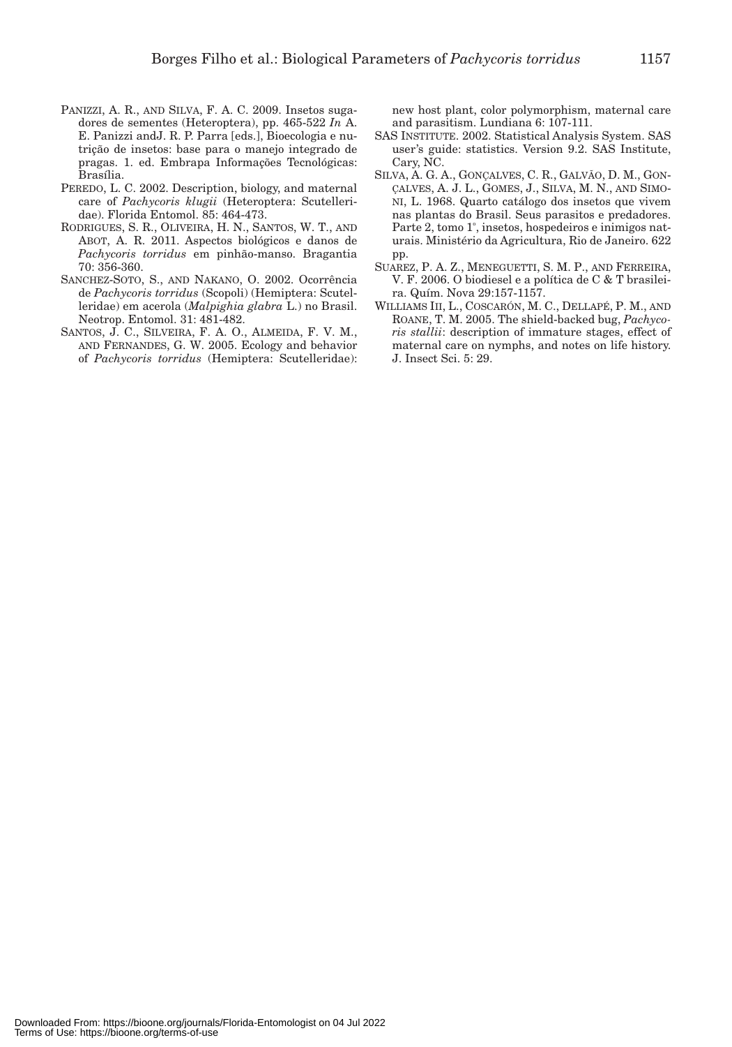PANIZZI, A. R., AND SILVA, F. A. C. 2009. Insetos sugadores de sementes (Heteroptera), pp. 465-522 *In* A. E. Panizzi andJ. R. P. Parra [eds.], Bioecologia e nutrição de insetos: base para o manejo integrado de pragas. 1. ed. Embrapa Informações Tecnológicas: Brasília.

PEREDO, L. C. 2002. Description, biology, and maternal care of *Pachycoris klugii* (Heteroptera: Scutelleridae). Florida Entomol. 85: 464-473.

RODRIGUES, S. R., OLIVEIRA, H. N., SANTOS, W. T., AND ABOT, A. R. 2011. Aspectos biológicos e danos de *Pachycoris torridus* em pinhão-manso. Bragantia 70: 356-360.

SANCHEZ-SOTO, S., AND NAKANO, O. 2002. Ocorrência de *Pachycoris torridus* (Scopoli) (Hemiptera: Scutelleridae) em acerola (*Malpighia glabra* L.) no Brasil. Neotrop. Entomol. 31: 481-482.

SANTOS, J. C., SILVEIRA, F. A. O., ALMEIDA, F. V. M., AND FERNANDES, G. W. 2005. Ecology and behavior of *Pachycoris torridus* (Hemiptera: Scutelleridae): new host plant, color polymorphism, maternal care and parasitism. Lundiana 6: 107-111.

SAS INSTITUTE. 2002. Statistical Analysis System. SAS user's guide: statistics. Version 9.2. SAS Institute, Cary, NC.

SILVA, A. G. A., GONÇALVES, C. R., GALVÃO, D. M., GONÇALVES, A. J. L., GOMES, J., SILVA, M. N., AND SIMONI, L. 1968. Quarto catálogo dos insetos que vivem nas plantas do Brasil. Seus parasitos e predadores. Parte 2, tomo 1°, insetos, hospedeiros e inimigos naturais. Ministério da Agricultura, Rio de Janeiro. 622 pp.

SUAREZ, P. A. Z., MENEGUETTI, S. M. P., AND FERREIRA, V. F. 2006. O biodiesel e a política de C & T brasileira. Quím. Nova 29:157-1157.

WILLIAMS III, L., COSCARÓN, M. C., DELLAPÉ, P. M., AND ROANE, T. M. 2005. The shield-backed bug, *Pachycoris stallii*: description of immature stages, effect of maternal care on nymphs, and notes on life history. J. Insect Sci. 5: 29.